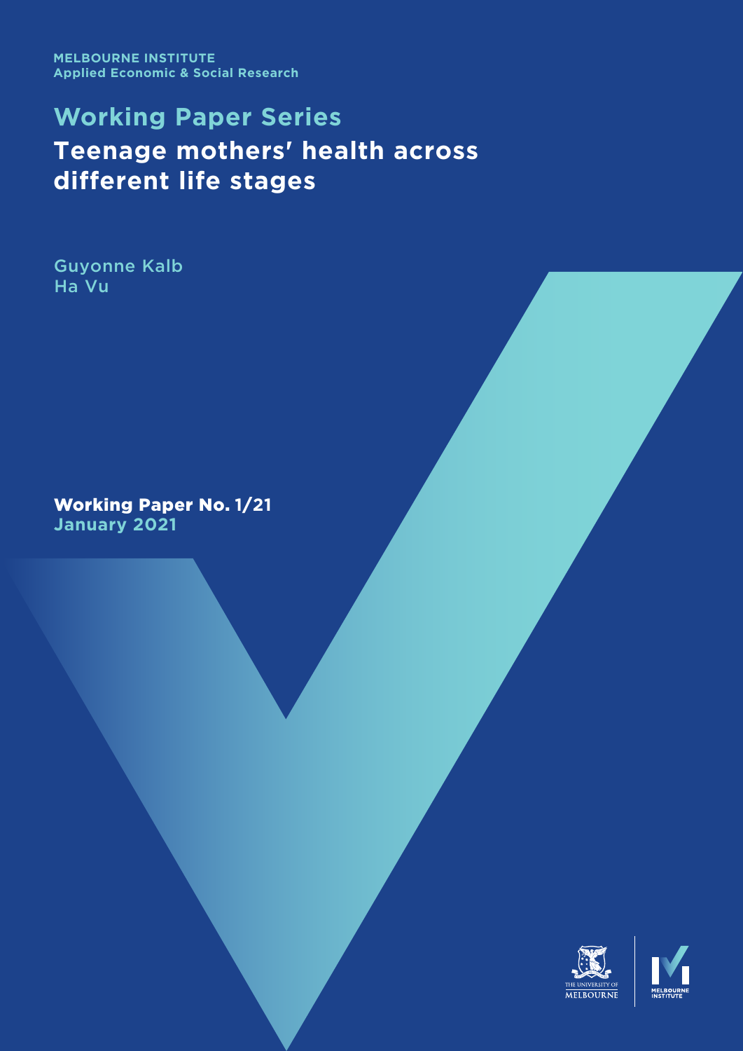MELBOURNE INSTITUTE
Applied Economic & Social Research

# Working Paper Series

## Teenage mothers' health across different life stages

Guyonne Kalb
Ha Vu

**Working Paper No. 1/21**
**January 2021**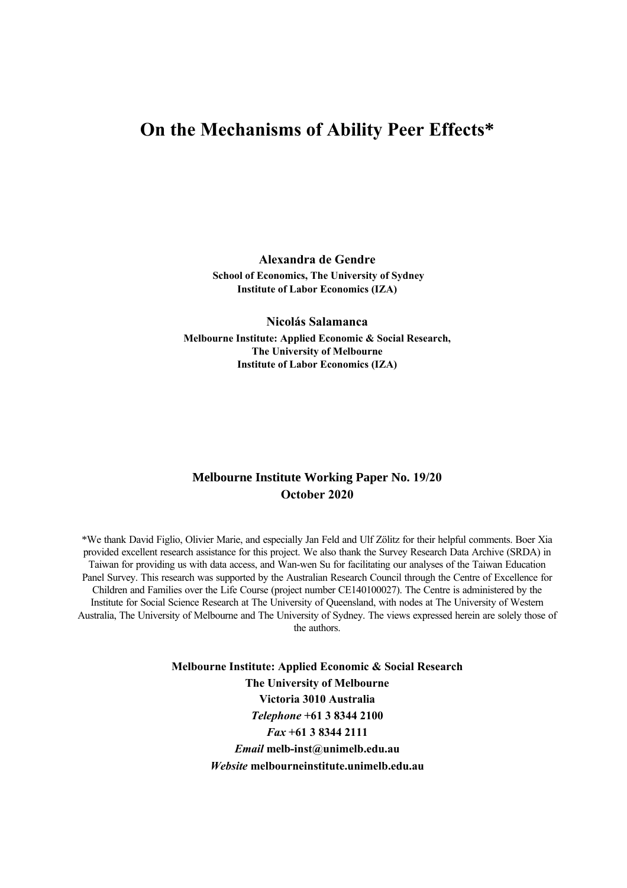# On the Mechanisms of Ability Peer Effects*

**Alexandra de Gendre**

**School of Economics, The University of Sydney**
**Institute of Labor Economics (IZA)**

**Nicolás Salamanca**

**Melbourne Institute: Applied Economic & Social Research,**
**The University of Melbourne**
**Institute of Labor Economics (IZA)**

**Melbourne Institute Working Paper No. 19/20**
**October 2020**

*We thank David Figlio, Olivier Marie, and especially Jan Feld and Ulf Zölitz for their helpful comments. Boer Xia provided excellent research assistance for this project. We also thank the Survey Research Data Archive (SRDA) in Taiwan for providing us with data access, and Wan-wen Su for facilitating our analyses of the Taiwan Education Panel Survey. This research was supported by the Australian Research Council through the Centre of Excellence for Children and Families over the Life Course (project number CE140100027). The Centre is administered by the Institute for Social Science Research at The University of Queensland, with nodes at The University of Western Australia, The University of Melbourne and The University of Sydney. The views expressed herein are solely those of the authors.

**Melbourne Institute: Applied Economic & Social Research**
**The University of Melbourne**
**Victoria 3010 Australia**
***Telephone*** **+61 3 8344 2100**
***Fax*** **+61 3 8344 2111**
***Email*** **melb-inst@unimelb.edu.au**
***Website*** **melbourneinstitute.unimelb.edu.au**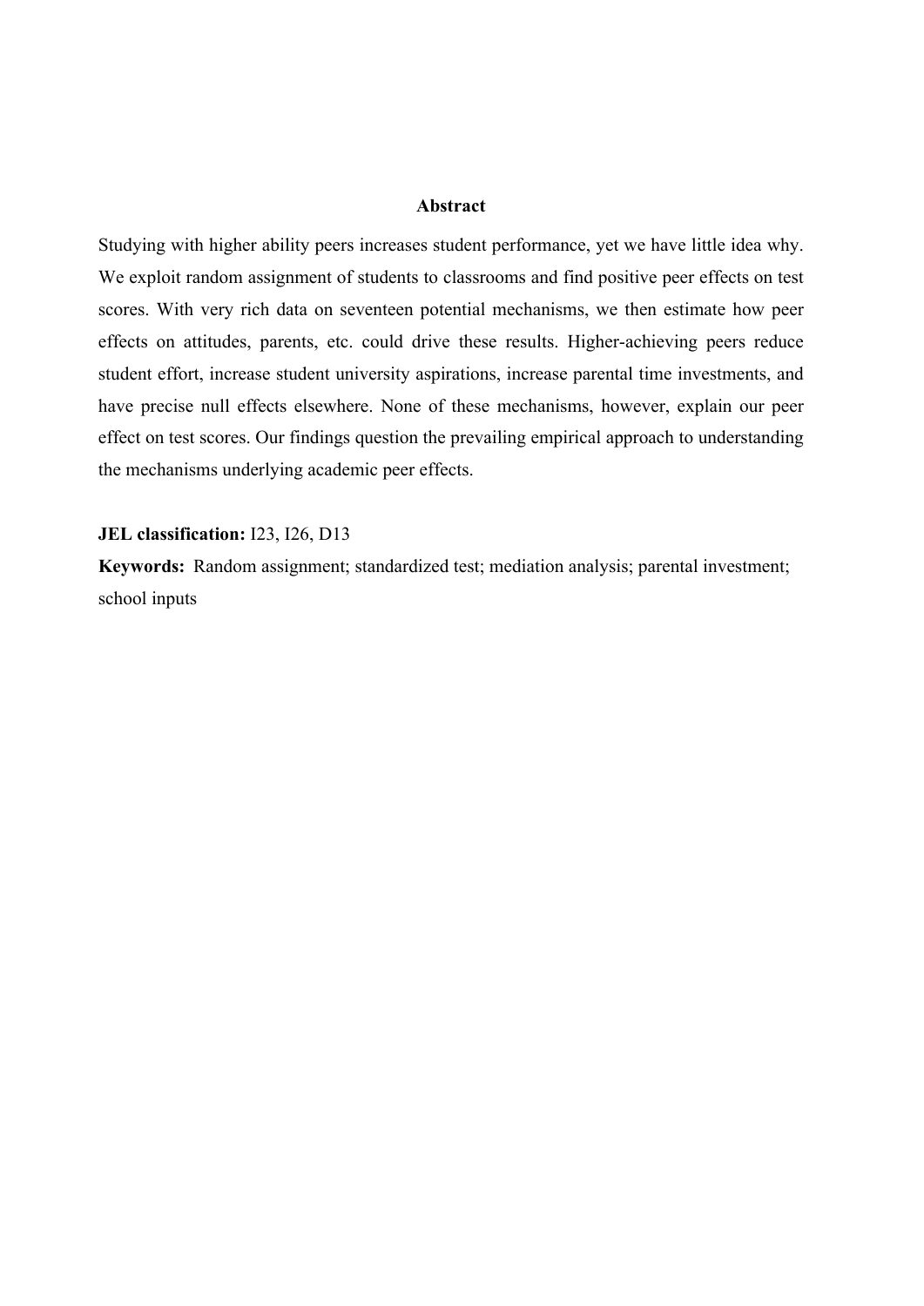## Abstract

Studying with higher ability peers increases student performance, yet we have little idea why. We exploit random assignment of students to classrooms and find positive peer effects on test scores. With very rich data on seventeen potential mechanisms, we then estimate how peer effects on attitudes, parents, etc. could drive these results. Higher-achieving peers reduce student effort, increase student university aspirations, increase parental time investments, and have precise null effects elsewhere. None of these mechanisms, however, explain our peer effect on test scores. Our findings question the prevailing empirical approach to understanding the mechanisms underlying academic peer effects.

**JEL classification:** I23, I26, D13

**Keywords:** Random assignment; standardized test; mediation analysis; parental investment; school inputs